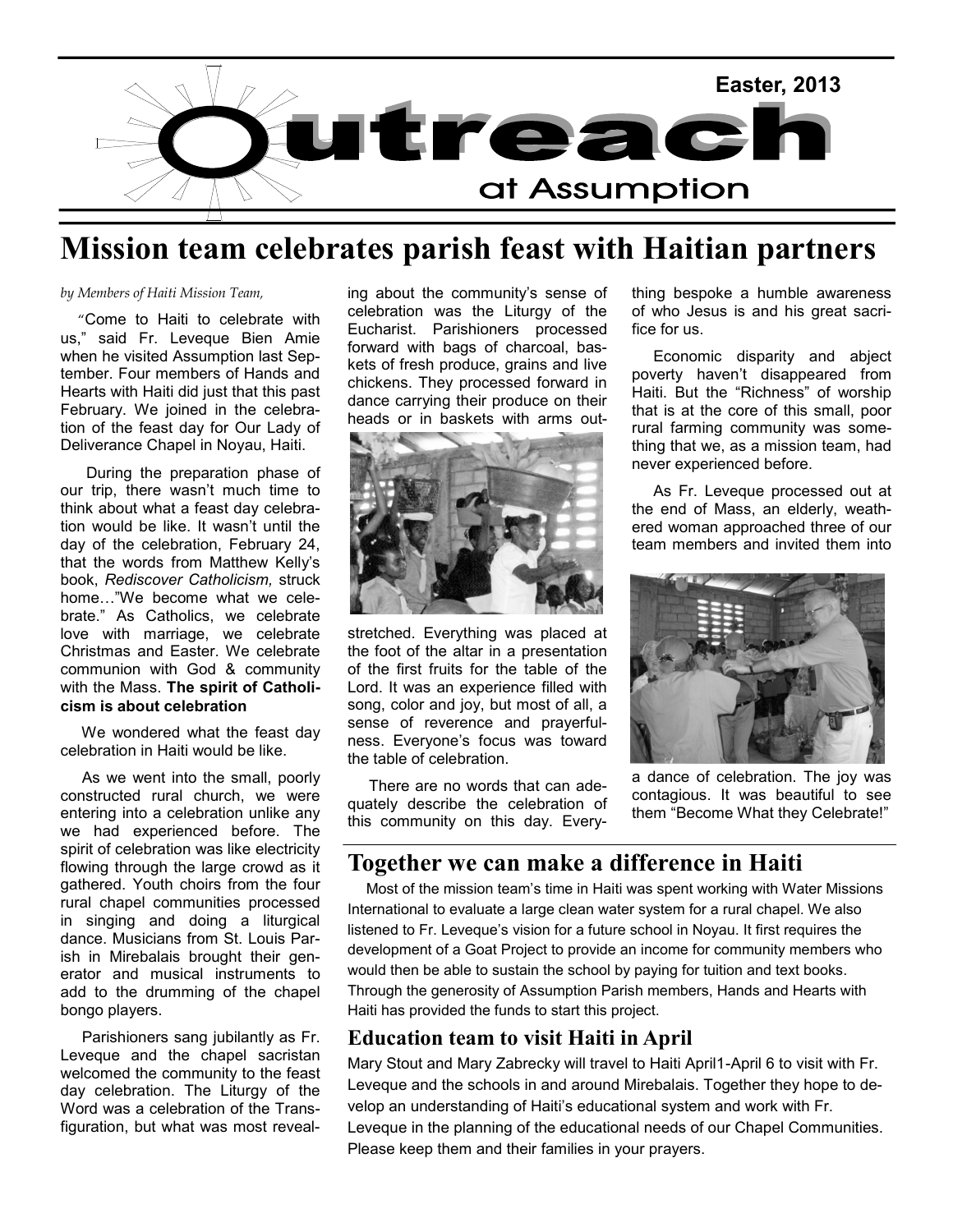# Outreach at Assumption

Easter, 2013

# Mission team celebrates parish feast with Haitian partners

*by Members of Haiti Mission Team,*

"Come to Haiti to celebrate with us," said Fr. Leveque Bien Amie when he visited Assumption last September. Four members of Hands and Hearts with Haiti did just that this past February. We joined in the celebration of the feast day for Our Lady of Deliverance Chapel in Noyau, Haiti.

During the preparation phase of our trip, there wasn't much time to think about what a feast day celebration would be like. It wasn't until the day of the celebration, February 24, that the words from Matthew Kelly's book, *Rediscover Catholicism,* struck home…"We become what we celebrate." As Catholics, we celebrate love with marriage, we celebrate Christmas and Easter. We celebrate communion with God & community with the Mass. **The spirit of Catholicism is about celebration**

We wondered what the feast day celebration in Haiti would be like.

As we went into the small, poorly constructed rural church, we were entering into a celebration unlike any we had experienced before. The spirit of celebration was like electricity flowing through the large crowd as it gathered. Youth choirs from the four rural chapel communities processed in singing and doing a liturgical dance. Musicians from St. Louis Parish in Mirebalais brought their generator and musical instruments to add to the drumming of the chapel bongo players.

Parishioners sang jubilantly as Fr. Leveque and the chapel sacristan welcomed the community to the feast day celebration. The Liturgy of the Word was a celebration of the Transfiguration, but what was most revealing about the community's sense of celebration was the Liturgy of the Eucharist. Parishioners processed forward with bags of charcoal, baskets of fresh produce, grains and live chickens. They processed forward in dance carrying their produce on their heads or in baskets with arms outstretched. Everything was placed at the foot of the altar in a presentation of the first fruits for the table of the Lord. It was an experience filled with song, color and joy, but most of all, a sense of reverence and prayerfulness. Everyone's focus was toward the table of celebration.

There are no words that can adequately describe the celebration of this community on this day. Everything bespoke a humble awareness of who Jesus is and his great sacrifice for us.

Economic disparity and abject poverty haven't disappeared from Haiti. But the "Richness" of worship that is at the core of this small, poor rural farming community was something that we, as a mission team, had never experienced before.

As Fr. Leveque processed out at the end of Mass, an elderly, weathered woman approached three of our team members and invited them into a dance of celebration. The joy was contagious. It was beautiful to see them "Become What they Celebrate!"

## Together we can make a difference in Haiti

Most of the mission team's time in Haiti was spent working with Water Missions International to evaluate a large clean water system for a rural chapel. We also listened to Fr. Leveque's vision for a future school in Noyau. It first requires the development of a Goat Project to provide an income for community members who would then be able to sustain the school by paying for tuition and text books. Through the generosity of Assumption Parish members, Hands and Hearts with Haiti has provided the funds to start this project.

## Education team to visit Haiti in April

Mary Stout and Mary Zabrecky will travel to Haiti April1-April 6 to visit with Fr. Leveque and the schools in and around Mirebalais. Together they hope to develop an understanding of Haiti's educational system and work with Fr. Leveque in the planning of the educational needs of our Chapel Communities. Please keep them and their families in your prayers.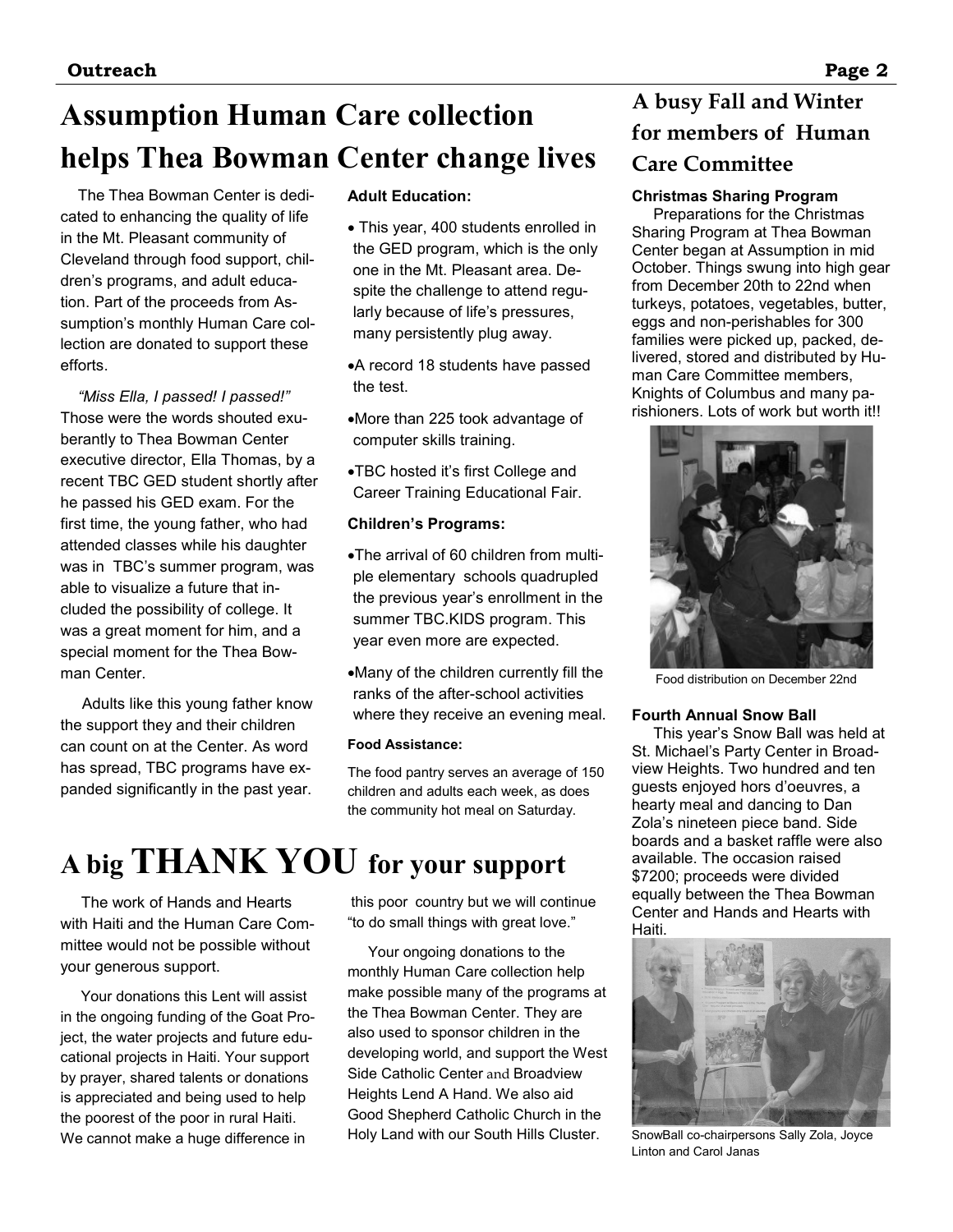# Assumption Human Care collection helps Thea Bowman Center change lives

The Thea Bowman Center is dedicated to enhancing the quality of life in the Mt. Pleasant community of Cleveland through food support, children's programs, and adult education. Part of the proceeds from Assumption's monthly Human Care collection are donated to support these efforts.

*"Miss Ella, I passed! I passed!"* Those were the words shouted exuberantly to Thea Bowman Center executive director, Ella Thomas, by a recent TBC GED student shortly after he passed his GED exam. For the first time, the young father, who had attended classes while his daughter was in TBC's summer program, was able to visualize a future that included the possibility of college. It was a great moment for him, and a special moment for the Thea Bowman Center.

Adults like this young father know the support they and their children can count on at the Center. As word has spread, TBC programs have expanded significantly in the past year.

**Adult Education:**

- This year, 400 students enrolled in the GED program, which is the only one in the Mt. Pleasant area. Despite the challenge to attend regularly because of life's pressures, many persistently plug away.
- A record 18 students have passed the test.
- More than 225 took advantage of computer skills training.
- TBC hosted it's first College and Career Training Educational Fair.

**Children's Programs:**

- The arrival of 60 children from multiple elementary schools quadrupled the previous year's enrollment in the summer TBC.KIDS program. This year even more are expected.
- Many of the children currently fill the ranks of the after-school activities where they receive an evening meal.

**Food Assistance:**

The food pantry serves an average of 150 children and adults each week, as does the community hot meal on Saturday.

# A big THANK YOU for your support

The work of Hands and Hearts with Haiti and the Human Care Committee would not be possible without your generous support.

Your donations this Lent will assist in the ongoing funding of the Goat Project, the water projects and future educational projects in Haiti. Your support by prayer, shared talents or donations is appreciated and being used to help the poorest of the poor in rural Haiti. We cannot make a huge difference in this poor country but we will continue "to do small things with great love."

Your ongoing donations to the monthly Human Care collection help make possible many of the programs at the Thea Bowman Center. They are also used to sponsor children in the developing world, and support the West Side Catholic Center and Broadview Heights Lend A Hand. We also aid Good Shepherd Catholic Church in the Holy Land with our South Hills Cluster.

## A busy Fall and Winter for members of Human Care Committee

**Christmas Sharing Program**

Preparations for the Christmas Sharing Program at Thea Bowman Center began at Assumption in mid October. Things swung into high gear from December 20th to 22nd when turkeys, potatoes, vegetables, butter, eggs and non-perishables for 300 families were picked up, packed, delivered, stored and distributed by Human Care Committee members, Knights of Columbus and many parishioners. Lots of work but worth it!!

Food distribution on December 22nd

**Fourth Annual Snow Ball**

This year's Snow Ball was held at St. Michael's Party Center in Broadview Heights. Two hundred and ten guests enjoyed hors d'oeuvres, a hearty meal and dancing to Dan Zola's nineteen piece band. Side boards and a basket raffle were also available. The occasion raised $7200; proceeds were divided equally between the Thea Bowman Center and Hands and Hearts with Haiti.

SnowBall co-chairpersons Sally Zola, Joyce Linton and Carol Janas